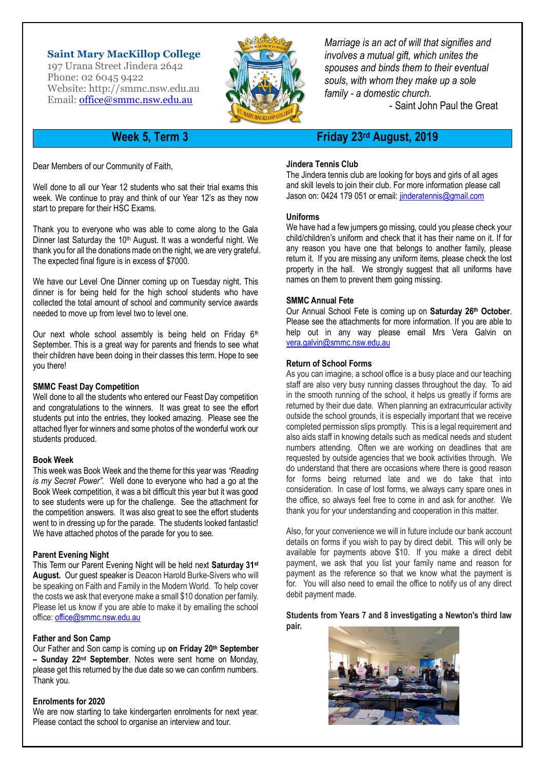**Saint Mary MacKillop College**
197 Urana Street Jindera 2642
Phone: 02 6045 9422
Website: http://smmc.nsw.edu.au
Email: office@smmc.nsw.edu.au

*Marriage is an act of will that signifies and involves a mutual gift, which unites the spouses and binds them to their eventual souls, with whom they make up a sole family - a domestic church.*
- Saint John Paul the Great

## Week 5, Term 3 — Friday 23rd August, 2019

Dear Members of our Community of Faith,

Well done to all our Year 12 students who sat their trial exams this week. We continue to pray and think of our Year 12's as they now start to prepare for their HSC Exams.

Thank you to everyone who was able to come along to the Gala Dinner last Saturday the 10th August. It was a wonderful night. We thank you for all the donations made on the night, we are very grateful. The expected final figure is in excess of $7000.

We have our Level One Dinner coming up on Tuesday night. This dinner is for being held for the high school students who have collected the total amount of school and community service awards needed to move up from level two to level one.

Our next whole school assembly is being held on Friday 6th September. This is a great way for parents and friends to see what their children have been doing in their classes this term. Hope to see you there!

### SMMC Feast Day Competition

Well done to all the students who entered our Feast Day competition and congratulations to the winners. It was great to see the effort students put into the entries, they looked amazing. Please see the attached flyer for winners and some photos of the wonderful work our students produced.

### Book Week

This week was Book Week and the theme for this year was *"Reading is my Secret Power"*. Well done to everyone who had a go at the Book Week competition, it was a bit difficult this year but it was good to see students were up for the challenge. See the attachment for the competition answers. It was also great to see the effort students went to in dressing up for the parade. The students looked fantastic! We have attached photos of the parade for you to see.

### Parent Evening Night

This Term our Parent Evening Night will be held next **Saturday 31st August.** Our guest speaker is Deacon Harold Burke-Sivers who will be speaking on Faith and Family in the Modern World. To help cover the costs we ask that everyone make a small $10 donation per family. Please let us know if you are able to make it by emailing the school office: office@smmc.nsw.edu.au

### Father and Son Camp

Our Father and Son camp is coming up **on Friday 20th September – Sunday 22nd September**. Notes were sent home on Monday, please get this returned by the due date so we can confirm numbers. Thank you.

### Enrolments for 2020

We are now starting to take kindergarten enrolments for next year. Please contact the school to organise an interview and tour.

### Jindera Tennis Club

The Jindera tennis club are looking for boys and girls of all ages and skill levels to join their club. For more information please call Jason on: 0424 179 051 or email: jinderatennis@gmail.com

### Uniforms

We have had a few jumpers go missing, could you please check your child/children's uniform and check that it has their name on it. If for any reason you have one that belongs to another family, please return it. If you are missing any uniform items, please check the lost property in the hall. We strongly suggest that all uniforms have names on them to prevent them going missing.

### SMMC Annual Fete

Our Annual School Fete is coming up on **Saturday 26th October**. Please see the attachments for more information. If you are able to help out in any way please email Mrs Vera Galvin on vera.galvin@smmc.nsw.edu.au

### Return of School Forms

As you can imagine, a school office is a busy place and our teaching staff are also very busy running classes throughout the day. To aid in the smooth running of the school, it helps us greatly if forms are returned by their due date. When planning an extracurricular activity outside the school grounds, it is especially important that we receive completed permission slips promptly. This is a legal requirement and also aids staff in knowing details such as medical needs and student numbers attending. Often we are working on deadlines that are requested by outside agencies that we book activities through. We do understand that there are occasions where there is good reason for forms being returned late and we do take that into consideration. In case of lost forms, we always carry spare ones in the office, so always feel free to come in and ask for another. We thank you for your understanding and cooperation in this matter.

Also, for your convenience we will in future include our bank account details on forms if you wish to pay by direct debit. This will only be available for payments above $10. If you make a direct debit payment, we ask that you list your family name and reason for payment as the reference so that we know what the payment is for. You will also need to email the office to notify us of any direct debit payment made.

**Students from Years 7 and 8 investigating a Newton's third law pair.**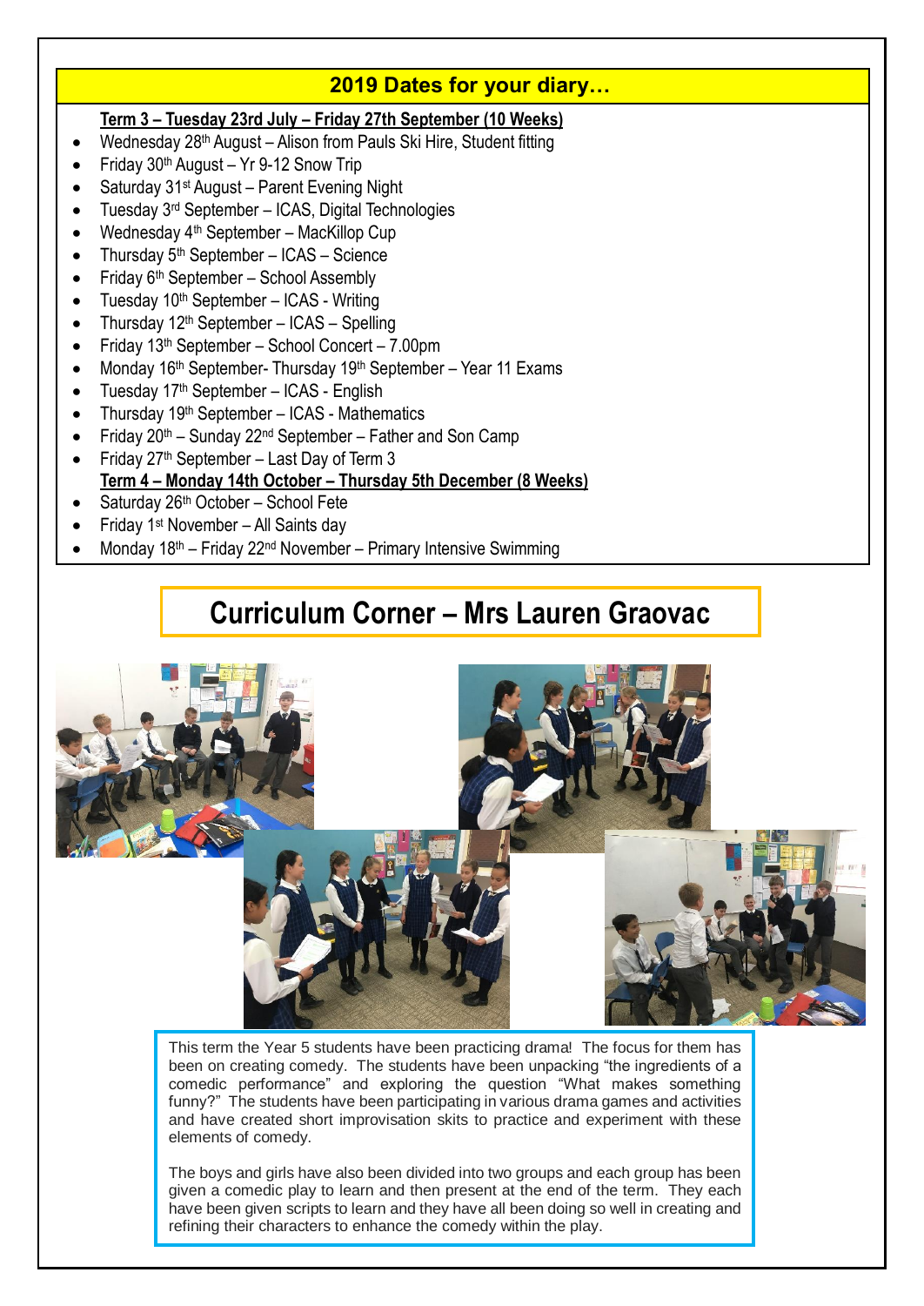## 2019 Dates for your diary…

**Term 3 – Tuesday 23rd July – Friday 27th September (10 Weeks)**

- Wednesday 28th August – Alison from Pauls Ski Hire, Student fitting
- Friday 30th August – Yr 9-12 Snow Trip
- Saturday 31st August – Parent Evening Night
- Tuesday 3rd September – ICAS, Digital Technologies
- Wednesday 4th September – MacKillop Cup
- Thursday 5th September – ICAS – Science
- Friday 6th September – School Assembly
- Tuesday 10th September – ICAS - Writing
- Thursday 12th September – ICAS – Spelling
- Friday 13th September – School Concert – 7.00pm
- Monday 16th September- Thursday 19th September – Year 11 Exams
- Tuesday 17th September – ICAS - English
- Thursday 19th September – ICAS - Mathematics
- Friday 20th – Sunday 22nd September – Father and Son Camp
- Friday 27th September – Last Day of Term 3

**Term 4 – Monday 14th October – Thursday 5th December (8 Weeks)**

- Saturday 26th October – School Fete
- Friday 1st November – All Saints day
- Monday 18th – Friday 22nd November – Primary Intensive Swimming

## Curriculum Corner – Mrs Lauren Graovac

This term the Year 5 students have been practicing drama! The focus for them has been on creating comedy. The students have been unpacking "the ingredients of a comedic performance" and exploring the question "What makes something funny?" The students have been participating in various drama games and activities and have created short improvisation skits to practice and experiment with these elements of comedy.

The boys and girls have also been divided into two groups and each group has been given a comedic play to learn and then present at the end of the term. They each have been given scripts to learn and they have all been doing so well in creating and refining their characters to enhance the comedy within the play.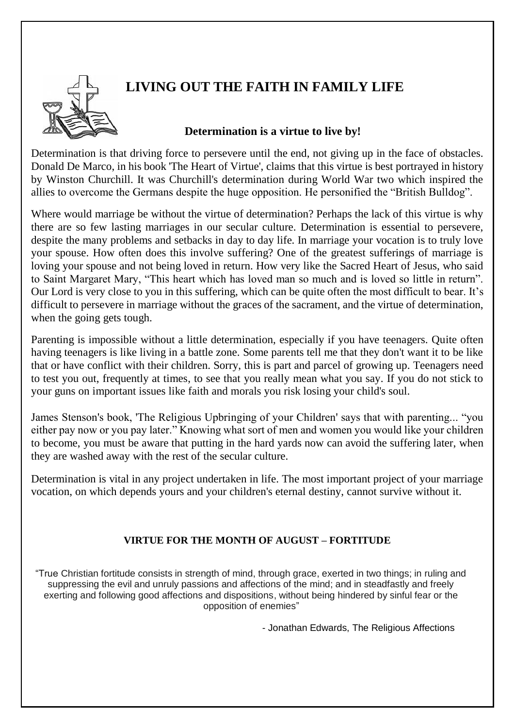# LIVING OUT THE FAITH IN FAMILY LIFE

**Determination is a virtue to live by!**

Determination is that driving force to persevere until the end, not giving up in the face of obstacles. Donald De Marco, in his book 'The Heart of Virtue', claims that this virtue is best portrayed in history by Winston Churchill. It was Churchill's determination during World War two which inspired the allies to overcome the Germans despite the huge opposition. He personified the "British Bulldog".

Where would marriage be without the virtue of determination? Perhaps the lack of this virtue is why there are so few lasting marriages in our secular culture. Determination is essential to persevere, despite the many problems and setbacks in day to day life. In marriage your vocation is to truly love your spouse. How often does this involve suffering? One of the greatest sufferings of marriage is loving your spouse and not being loved in return. How very like the Sacred Heart of Jesus, who said to Saint Margaret Mary, "This heart which has loved man so much and is loved so little in return". Our Lord is very close to you in this suffering, which can be quite often the most difficult to bear. It's difficult to persevere in marriage without the graces of the sacrament, and the virtue of determination, when the going gets tough.

Parenting is impossible without a little determination, especially if you have teenagers. Quite often having teenagers is like living in a battle zone. Some parents tell me that they don't want it to be like that or have conflict with their children. Sorry, this is part and parcel of growing up. Teenagers need to test you out, frequently at times, to see that you really mean what you say. If you do not stick to your guns on important issues like faith and morals you risk losing your child's soul.

James Stenson's book, 'The Religious Upbringing of your Children' says that with parenting... "you either pay now or you pay later." Knowing what sort of men and women you would like your children to become, you must be aware that putting in the hard yards now can avoid the suffering later, when they are washed away with the rest of the secular culture.

Determination is vital in any project undertaken in life. The most important project of your marriage vocation, on which depends yours and your children's eternal destiny, cannot survive without it.

**VIRTUE FOR THE MONTH OF AUGUST – FORTITUDE**

"True Christian fortitude consists in strength of mind, through grace, exerted in two things; in ruling and suppressing the evil and unruly passions and affections of the mind; and in steadfastly and freely exerting and following good affections and dispositions, without being hindered by sinful fear or the opposition of enemies"

- Jonathan Edwards, The Religious Affections